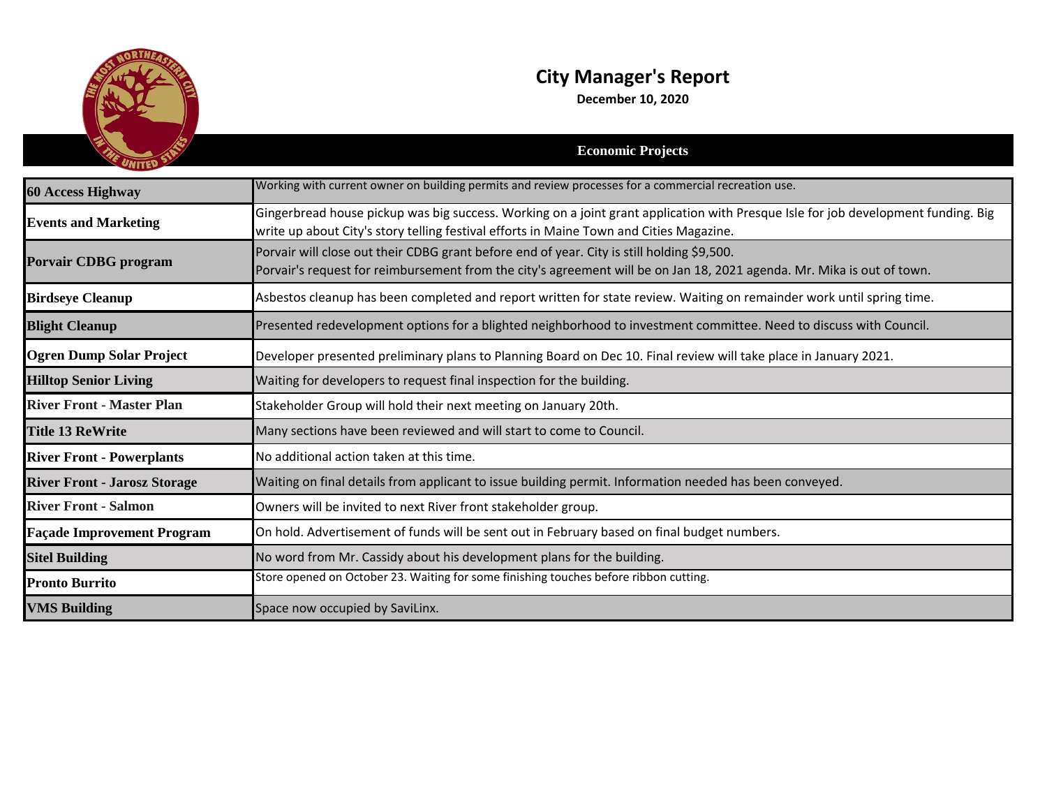# City Manager's Report

**December 10, 2020**

## Economic Projects

| Project | Status |
|---|---|
| **60 Access Highway** | Working with current owner on building permits and review processes for a commercial recreation use. |
| **Events and Marketing** | Gingerbread house pickup was big success. Working on a joint grant application with Presque Isle for job development funding. Big write up about City's story telling festival efforts in Maine Town and Cities Magazine. |
| **Porvair CDBG program** | Porvair will close out their CDBG grant before end of year. City is still holding $9,500. Porvair's request for reimbursement from the city's agreement will be on Jan 18, 2021 agenda. Mr. Mika is out of town. |
| **Birdseye Cleanup** | Asbestos cleanup has been completed and report written for state review. Waiting on remainder work until spring time. |
| **Blight Cleanup** | Presented redevelopment options for a blighted neighborhood to investment committee. Need to discuss with Council. |
| **Ogren Dump Solar Project** | Developer presented preliminary plans to Planning Board on Dec 10. Final review will take place in January 2021. |
| **Hilltop Senior Living** | Waiting for developers to request final inspection for the building. |
| **River Front - Master Plan** | Stakeholder Group will hold their next meeting on January 20th. |
| **Title 13 ReWrite** | Many sections have been reviewed and will start to come to Council. |
| **River Front - Powerplants** | No additional action taken at this time. |
| **River Front - Jarosz Storage** | Waiting on final details from applicant to issue building permit. Information needed has been conveyed. |
| **River Front - Salmon** | Owners will be invited to next River front stakeholder group. |
| **Façade Improvement Program** | On hold. Advertisement of funds will be sent out in February based on final budget numbers. |
| **Sitel Building** | No word from Mr. Cassidy about his development plans for the building. |
| **Pronto Burrito** | Store opened on October 23. Waiting for some finishing touches before ribbon cutting. |
| **VMS Building** | Space now occupied by SaviLinx. |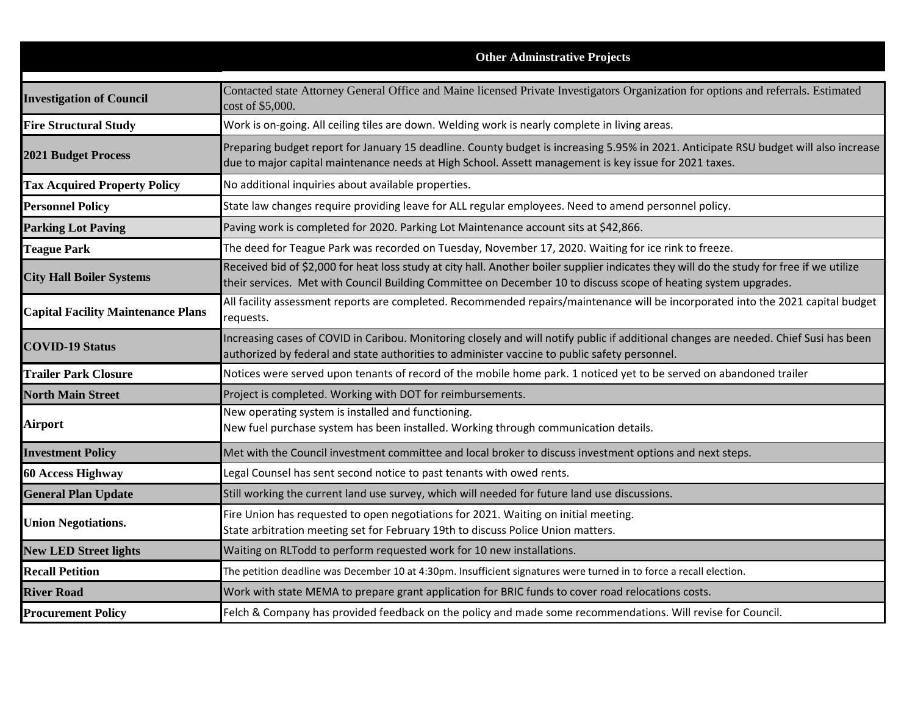| Other Adminstrative Projects | |
|---|---|
| **Investigation of Council** | Contacted state Attorney General Office and Maine licensed Private Investigators Organization for options and referrals. Estimated cost of $5,000. |
| **Fire Structural Study** | Work is on-going. All ceiling tiles are down. Welding work is nearly complete in living areas. |
| **2021 Budget Process** | Preparing budget report for January 15 deadline. County budget is increasing 5.95% in 2021. Anticipate RSU budget will also increase due to major capital maintenance needs at High School. Assett management is key issue for 2021 taxes. |
| **Tax Acquired Property Policy** | No additional inquiries about available properties. |
| **Personnel Policy** | State law changes require providing leave for ALL regular employees. Need to amend personnel policy. |
| **Parking Lot Paving** | Paving work is completed for 2020. Parking Lot Maintenance account sits at $42,866. |
| **Teague Park** | The deed for Teague Park was recorded on Tuesday, November 17, 2020. Waiting for ice rink to freeze. |
| **City Hall Boiler Systems** | Received bid of $2,000 for heat loss study at city hall. Another boiler supplier indicates they will do the study for free if we utilize their services. Met with Council Building Committee on December 10 to discuss scope of heating system upgrades. |
| **Capital Facility Maintenance Plans** | All facility assessment reports are completed. Recommended repairs/maintenance will be incorporated into the 2021 capital budget requests. |
| **COVID-19 Status** | Increasing cases of COVID in Caribou. Monitoring closely and will notify public if additional changes are needed. Chief Susi has been authorized by federal and state authorities to administer vaccine to public safety personnel. |
| **Trailer Park Closure** | Notices were served upon tenants of record of the mobile home park. 1 noticed yet to be served on abandoned trailer |
| **North Main Street** | Project is completed. Working with DOT for reimbursements. |
| **Airport** | New operating system is installed and functioning.<br>New fuel purchase system has been installed. Working through communication details. |
| **Investment Policy** | Met with the Council investment committee and local broker to discuss investment options and next steps. |
| **60 Access Highway** | Legal Counsel has sent second notice to past tenants with owed rents. |
| **General Plan Update** | Still working the current land use survey, which will needed for future land use discussions. |
| **Union Negotiations.** | Fire Union has requested to open negotiations for 2021. Waiting on initial meeting.<br>State arbitration meeting set for February 19th to discuss Police Union matters. |
| **New LED Street lights** | Waiting on RLTodd to perform requested work for 10 new installations. |
| **Recall Petition** | The petition deadline was December 10 at 4:30pm. Insufficient signatures were turned in to force a recall election. |
| **River Road** | Work with state MEMA to prepare grant application for BRIC funds to cover road relocations costs. |
| **Procurement Policy** | Felch & Company has provided feedback on the policy and made some recommendations. Will revise for Council. |